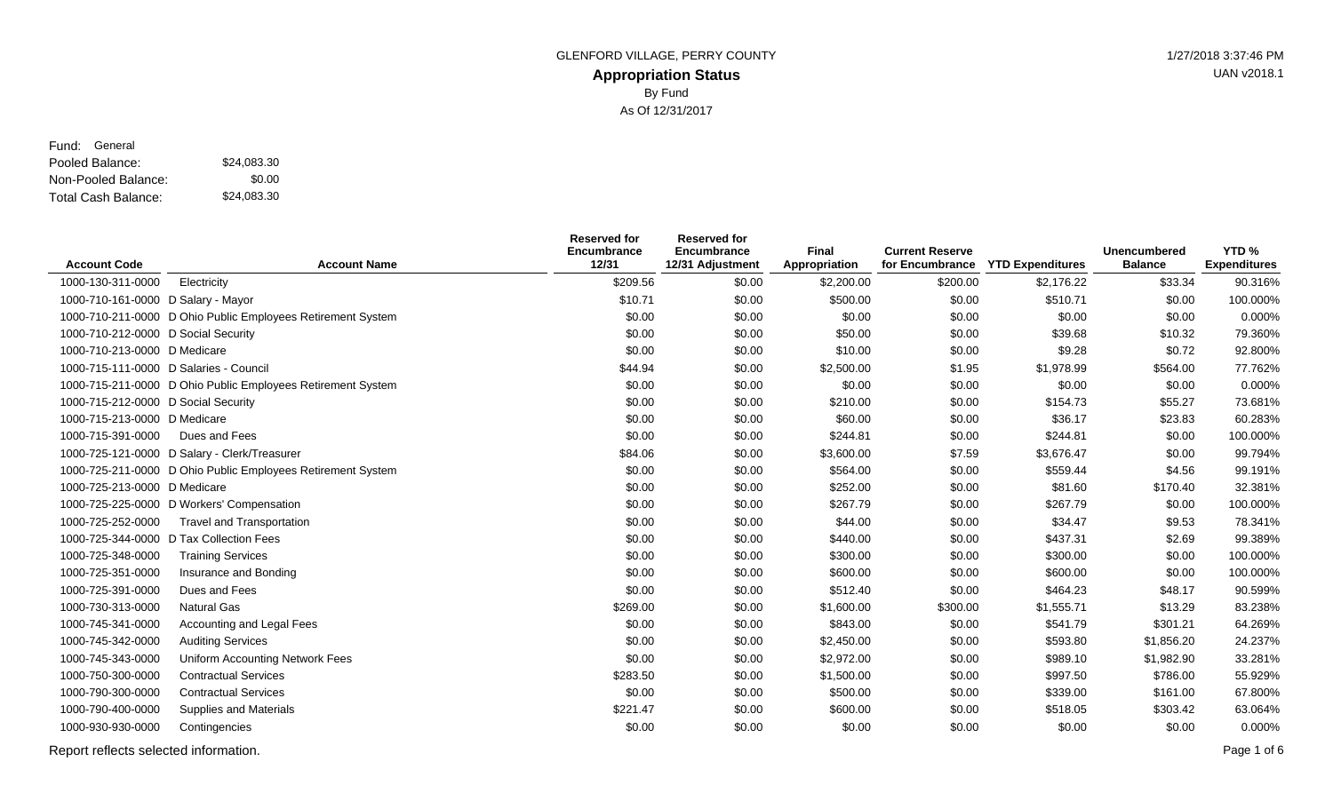GLENFORD VILLAGE, PERRY COUNTY

1/27/2018 3:37:46 PM

UAN v2018.1

# Appropriation Status

By Fund

As Of 12/31/2017

Fund: General

| | |
|---|---|
| Pooled Balance: | $24,083.30 |
| Non-Pooled Balance: | $0.00 |
| Total Cash Balance: | $24,083.30 |

| Account Code | Account Name | Reserved for Encumbrance 12/31 | Reserved for Encumbrance 12/31 Adjustment | Final Appropriation | Current Reserve for Encumbrance | YTD Expenditures | Unencumbered Balance | YTD % Expenditures |
|---|---|---|---|---|---|---|---|---|
| 1000-130-311-0000 | Electricity | $209.56 | $0.00 | $2,200.00 | $200.00 | $2,176.22 | $33.34 | 90.316% |
| 1000-710-161-0000 | D Salary - Mayor | $10.71 | $0.00 | $500.00 | $0.00 | $510.71 | $0.00 | 100.000% |
| 1000-710-211-0000 | D Ohio Public Employees Retirement System | $0.00 | $0.00 | $0.00 | $0.00 | $0.00 | $0.00 | 0.000% |
| 1000-710-212-0000 | D Social Security | $0.00 | $0.00 | $50.00 | $0.00 | $39.68 | $10.32 | 79.360% |
| 1000-710-213-0000 | D Medicare | $0.00 | $0.00 | $10.00 | $0.00 | $9.28 | $0.72 | 92.800% |
| 1000-715-111-0000 | D Salaries - Council | $44.94 | $0.00 | $2,500.00 | $1.95 | $1,978.99 | $564.00 | 77.762% |
| 1000-715-211-0000 | D Ohio Public Employees Retirement System | $0.00 | $0.00 | $0.00 | $0.00 | $0.00 | $0.00 | 0.000% |
| 1000-715-212-0000 | D Social Security | $0.00 | $0.00 | $210.00 | $0.00 | $154.73 | $55.27 | 73.681% |
| 1000-715-213-0000 | D Medicare | $0.00 | $0.00 | $60.00 | $0.00 | $36.17 | $23.83 | 60.283% |
| 1000-715-391-0000 | Dues and Fees | $0.00 | $0.00 | $244.81 | $0.00 | $244.81 | $0.00 | 100.000% |
| 1000-725-121-0000 | D Salary - Clerk/Treasurer | $84.06 | $0.00 | $3,600.00 | $7.59 | $3,676.47 | $0.00 | 99.794% |
| 1000-725-211-0000 | D Ohio Public Employees Retirement System | $0.00 | $0.00 | $564.00 | $0.00 | $559.44 | $4.56 | 99.191% |
| 1000-725-213-0000 | D Medicare | $0.00 | $0.00 | $252.00 | $0.00 | $81.60 | $170.40 | 32.381% |
| 1000-725-225-0000 | D Workers' Compensation | $0.00 | $0.00 | $267.79 | $0.00 | $267.79 | $0.00 | 100.000% |
| 1000-725-252-0000 | Travel and Transportation | $0.00 | $0.00 | $44.00 | $0.00 | $34.47 | $9.53 | 78.341% |
| 1000-725-344-0000 | D Tax Collection Fees | $0.00 | $0.00 | $440.00 | $0.00 | $437.31 | $2.69 | 99.389% |
| 1000-725-348-0000 | Training Services | $0.00 | $0.00 | $300.00 | $0.00 | $300.00 | $0.00 | 100.000% |
| 1000-725-351-0000 | Insurance and Bonding | $0.00 | $0.00 | $600.00 | $0.00 | $600.00 | $0.00 | 100.000% |
| 1000-725-391-0000 | Dues and Fees | $0.00 | $0.00 | $512.40 | $0.00 | $464.23 | $48.17 | 90.599% |
| 1000-730-313-0000 | Natural Gas | $269.00 | $0.00 | $1,600.00 | $300.00 | $1,555.71 | $13.29 | 83.238% |
| 1000-745-341-0000 | Accounting and Legal Fees | $0.00 | $0.00 | $843.00 | $0.00 | $541.79 | $301.21 | 64.269% |
| 1000-745-342-0000 | Auditing Services | $0.00 | $0.00 | $2,450.00 | $0.00 | $593.80 | $1,856.20 | 24.237% |
| 1000-745-343-0000 | Uniform Accounting Network Fees | $0.00 | $0.00 | $2,972.00 | $0.00 | $989.10 | $1,982.90 | 33.281% |
| 1000-750-300-0000 | Contractual Services | $283.50 | $0.00 | $1,500.00 | $0.00 | $997.50 | $786.00 | 55.929% |
| 1000-790-300-0000 | Contractual Services | $0.00 | $0.00 | $500.00 | $0.00 | $339.00 | $161.00 | 67.800% |
| 1000-790-400-0000 | Supplies and Materials | $221.47 | $0.00 | $600.00 | $0.00 | $518.05 | $303.42 | 63.064% |
| 1000-930-930-0000 | Contingencies | $0.00 | $0.00 | $0.00 | $0.00 | $0.00 | $0.00 | 0.000% |

Report reflects selected information.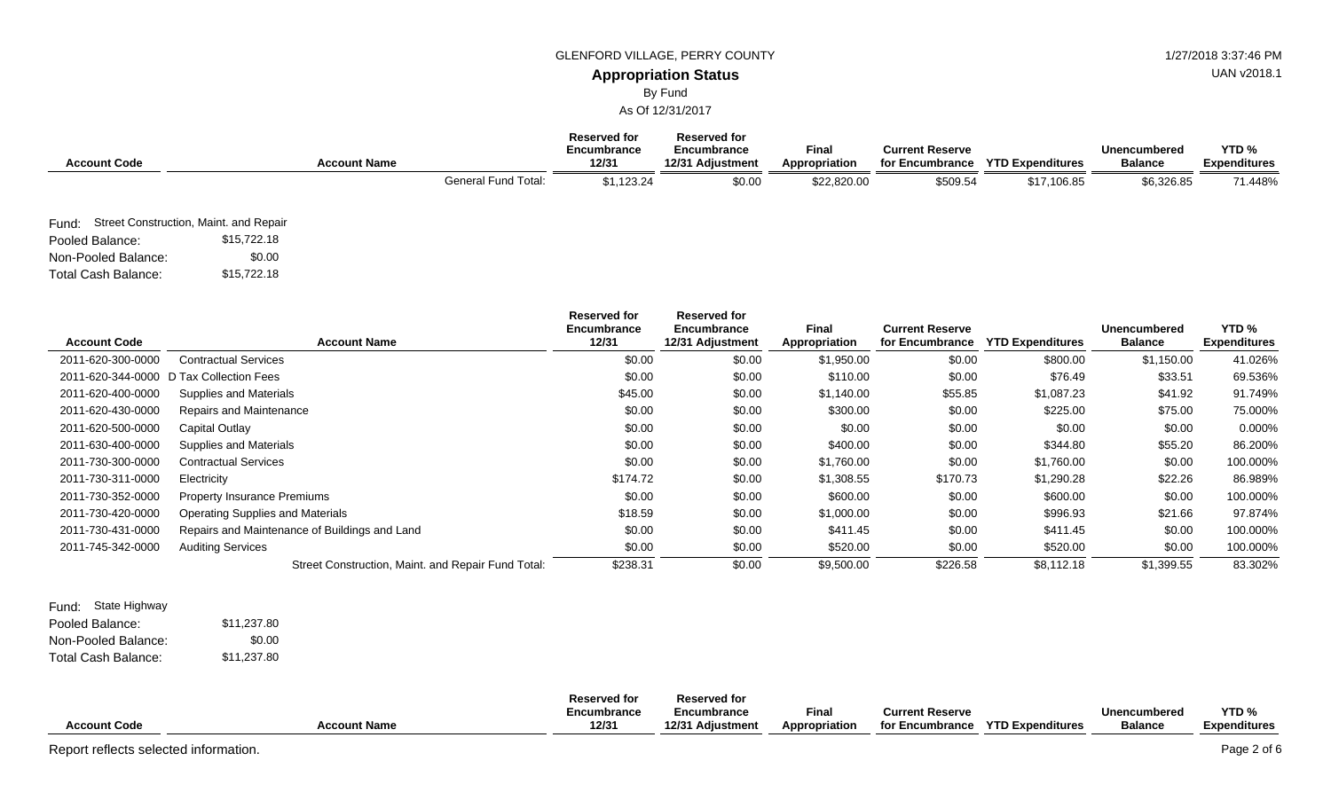GLENFORD VILLAGE, PERRY COUNTY

## Appropriation Status

By Fund

As Of 12/31/2017

| Account Code | Account Name | Reserved for Encumbrance 12/31 | Reserved for Encumbrance 12/31 Adjustment | Final Appropriation | Current Reserve for Encumbrance | YTD Expenditures | Unencumbered Balance | YTD % Expenditures |
|---|---|---|---|---|---|---|---|---|
| | General Fund Total: | $1,123.24 | $0.00 | $22,820.00 | $509.54 | $17,106.85 | $6,326.85 | 71.448% |

Fund: Street Construction, Maint. and Repair

Pooled Balance: $15,722.18

Non-Pooled Balance: $0.00

Total Cash Balance: $15,722.18

| Account Code | Account Name | Reserved for Encumbrance 12/31 | Reserved for Encumbrance 12/31 Adjustment | Final Appropriation | Current Reserve for Encumbrance | YTD Expenditures | Unencumbered Balance | YTD % Expenditures |
|---|---|---|---|---|---|---|---|---|
| 2011-620-300-0000 | Contractual Services | $0.00 | $0.00 | $1,950.00 | $0.00 | $800.00 | $1,150.00 | 41.026% |
| 2011-620-344-0000 | D Tax Collection Fees | $0.00 | $0.00 | $110.00 | $0.00 | $76.49 | $33.51 | 69.536% |
| 2011-620-400-0000 | Supplies and Materials | $45.00 | $0.00 | $1,140.00 | $55.85 | $1,087.23 | $41.92 | 91.749% |
| 2011-620-430-0000 | Repairs and Maintenance | $0.00 | $0.00 | $300.00 | $0.00 | $225.00 | $75.00 | 75.000% |
| 2011-620-500-0000 | Capital Outlay | $0.00 | $0.00 | $0.00 | $0.00 | $0.00 | $0.00 | 0.000% |
| 2011-630-400-0000 | Supplies and Materials | $0.00 | $0.00 | $400.00 | $0.00 | $344.80 | $55.20 | 86.200% |
| 2011-730-300-0000 | Contractual Services | $0.00 | $0.00 | $1,760.00 | $0.00 | $1,760.00 | $0.00 | 100.000% |
| 2011-730-311-0000 | Electricity | $174.72 | $0.00 | $1,308.55 | $170.73 | $1,290.28 | $22.26 | 86.989% |
| 2011-730-352-0000 | Property Insurance Premiums | $0.00 | $0.00 | $600.00 | $0.00 | $600.00 | $0.00 | 100.000% |
| 2011-730-420-0000 | Operating Supplies and Materials | $18.59 | $0.00 | $1,000.00 | $0.00 | $996.93 | $21.66 | 97.874% |
| 2011-730-431-0000 | Repairs and Maintenance of Buildings and Land | $0.00 | $0.00 | $411.45 | $0.00 | $411.45 | $0.00 | 100.000% |
| 2011-745-342-0000 | Auditing Services | $0.00 | $0.00 | $520.00 | $0.00 | $520.00 | $0.00 | 100.000% |
| | Street Construction, Maint. and Repair Fund Total: | $238.31 | $0.00 | $9,500.00 | $226.58 | $8,112.18 | $1,399.55 | 83.302% |

Fund: State Highway

Pooled Balance: $11,237.80

Non-Pooled Balance: $0.00

Total Cash Balance: $11,237.80

| Account Code | Account Name | Reserved for Encumbrance 12/31 | Reserved for Encumbrance 12/31 Adjustment | Final Appropriation | Current Reserve for Encumbrance | YTD Expenditures | Unencumbered Balance | YTD % Expenditures |
|---|---|---|---|---|---|---|---|---|

Report reflects selected information.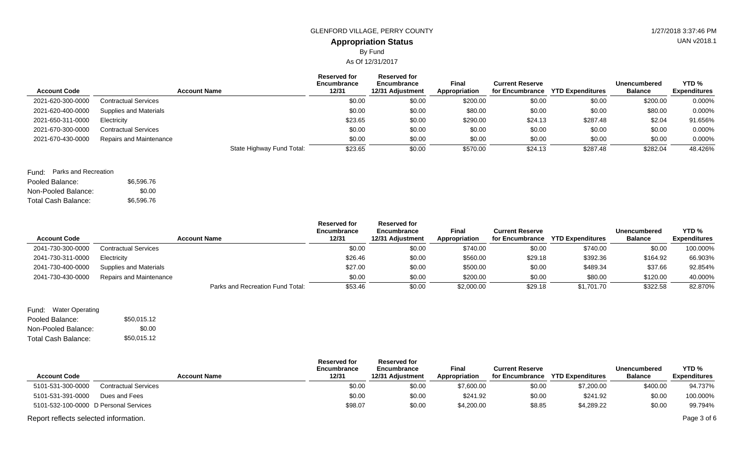GLENFORD VILLAGE, PERRY COUNTY

1/27/2018 3:37:46 PM

UAN v2018.1

# Appropriation Status

By Fund

As Of 12/31/2017

| Account Code | Account Name | Reserved for Encumbrance 12/31 | Reserved for Encumbrance 12/31 Adjustment | Final Appropriation | Current Reserve for Encumbrance | YTD Expenditures | Unencumbered Balance | YTD % Expenditures |
|---|---|---|---|---|---|---|---|---|
| 2021-620-300-0000 | Contractual Services | $0.00 | $0.00 | $200.00 | $0.00 | $0.00 | $200.00 | 0.000% |
| 2021-620-400-0000 | Supplies and Materials | $0.00 | $0.00 | $80.00 | $0.00 | $0.00 | $80.00 | 0.000% |
| 2021-650-311-0000 | Electricity | $23.65 | $0.00 | $290.00 | $24.13 | $287.48 | $2.04 | 91.656% |
| 2021-670-300-0000 | Contractual Services | $0.00 | $0.00 | $0.00 | $0.00 | $0.00 | $0.00 | 0.000% |
| 2021-670-430-0000 | Repairs and Maintenance | $0.00 | $0.00 | $0.00 | $0.00 | $0.00 | $0.00 | 0.000% |
| | State Highway Fund Total: | $23.65 | $0.00 | $570.00 | $24.13 | $287.48 | $282.04 | 48.426% |

Fund: Parks and Recreation

Pooled Balance: $6,596.76

Non-Pooled Balance: $0.00

Total Cash Balance: $6,596.76

| Account Code | Account Name | Reserved for Encumbrance 12/31 | Reserved for Encumbrance 12/31 Adjustment | Final Appropriation | Current Reserve for Encumbrance | YTD Expenditures | Unencumbered Balance | YTD % Expenditures |
|---|---|---|---|---|---|---|---|---|
| 2041-730-300-0000 | Contractual Services | $0.00 | $0.00 | $740.00 | $0.00 | $740.00 | $0.00 | 100.000% |
| 2041-730-311-0000 | Electricity | $26.46 | $0.00 | $560.00 | $29.18 | $392.36 | $164.92 | 66.903% |
| 2041-730-400-0000 | Supplies and Materials | $27.00 | $0.00 | $500.00 | $0.00 | $489.34 | $37.66 | 92.854% |
| 2041-730-430-0000 | Repairs and Maintenance | $0.00 | $0.00 | $200.00 | $0.00 | $80.00 | $120.00 | 40.000% |
| | Parks and Recreation Fund Total: | $53.46 | $0.00 | $2,000.00 | $29.18 | $1,701.70 | $322.58 | 82.870% |

Fund: Water Operating

Pooled Balance: $50,015.12

Non-Pooled Balance: $0.00

Total Cash Balance: $50,015.12

| Account Code | Account Name | Reserved for Encumbrance 12/31 | Reserved for Encumbrance 12/31 Adjustment | Final Appropriation | Current Reserve for Encumbrance | YTD Expenditures | Unencumbered Balance | YTD % Expenditures |
|---|---|---|---|---|---|---|---|---|
| 5101-531-300-0000 | Contractual Services | $0.00 | $0.00 | $7,600.00 | $0.00 | $7,200.00 | $400.00 | 94.737% |
| 5101-531-391-0000 | Dues and Fees | $0.00 | $0.00 | $241.92 | $0.00 | $241.92 | $0.00 | 100.000% |
| 5101-532-100-0000 | D Personal Services | $98.07 | $0.00 | $4,200.00 | $8.85 | $4,289.22 | $0.00 | 99.794% |

Report reflects selected information.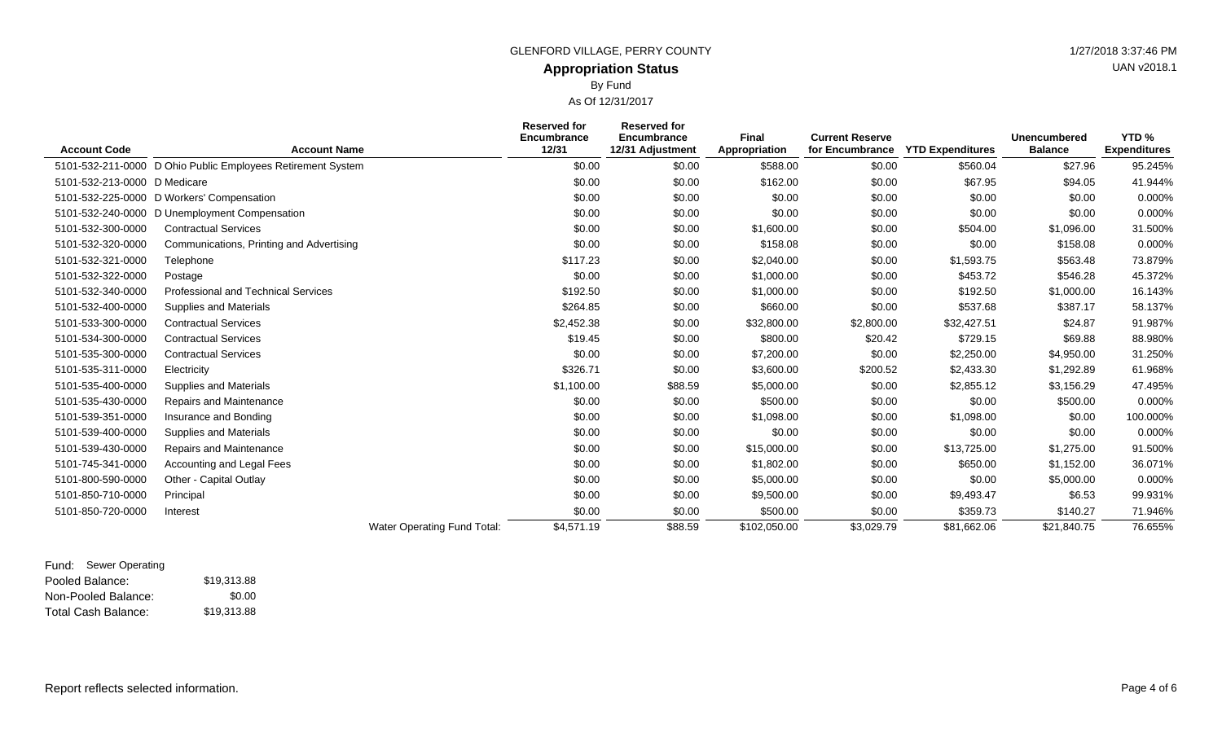GLENFORD VILLAGE, PERRY COUNTY

1/27/2018 3:37:46 PM

UAN v2018.1

## Appropriation Status

By Fund

As Of 12/31/2017

| Account Code | Account Name | Reserved for Encumbrance 12/31 | Reserved for Encumbrance 12/31 Adjustment | Final Appropriation | Current Reserve for Encumbrance | YTD Expenditures | Unencumbered Balance | YTD % Expenditures |
|---|---|---|---|---|---|---|---|---|
| 5101-532-211-0000 | D Ohio Public Employees Retirement System | $0.00 | $0.00 | $588.00 | $0.00 | $560.04 | $27.96 | 95.245% |
| 5101-532-213-0000 | D Medicare | $0.00 | $0.00 | $162.00 | $0.00 | $67.95 | $94.05 | 41.944% |
| 5101-532-225-0000 | D Workers' Compensation | $0.00 | $0.00 | $0.00 | $0.00 | $0.00 | $0.00 | 0.000% |
| 5101-532-240-0000 | D Unemployment Compensation | $0.00 | $0.00 | $0.00 | $0.00 | $0.00 | $0.00 | 0.000% |
| 5101-532-300-0000 | Contractual Services | $0.00 | $0.00 | $1,600.00 | $0.00 | $504.00 | $1,096.00 | 31.500% |
| 5101-532-320-0000 | Communications, Printing and Advertising | $0.00 | $0.00 | $158.08 | $0.00 | $0.00 | $158.08 | 0.000% |
| 5101-532-321-0000 | Telephone | $117.23 | $0.00 | $2,040.00 | $0.00 | $1,593.75 | $563.48 | 73.879% |
| 5101-532-322-0000 | Postage | $0.00 | $0.00 | $1,000.00 | $0.00 | $453.72 | $546.28 | 45.372% |
| 5101-532-340-0000 | Professional and Technical Services | $192.50 | $0.00 | $1,000.00 | $0.00 | $192.50 | $1,000.00 | 16.143% |
| 5101-532-400-0000 | Supplies and Materials | $264.85 | $0.00 | $660.00 | $0.00 | $537.68 | $387.17 | 58.137% |
| 5101-533-300-0000 | Contractual Services | $2,452.38 | $0.00 | $32,800.00 | $2,800.00 | $32,427.51 | $24.87 | 91.987% |
| 5101-534-300-0000 | Contractual Services | $19.45 | $0.00 | $800.00 | $20.42 | $729.15 | $69.88 | 88.980% |
| 5101-535-300-0000 | Contractual Services | $0.00 | $0.00 | $7,200.00 | $0.00 | $2,250.00 | $4,950.00 | 31.250% |
| 5101-535-311-0000 | Electricity | $326.71 | $0.00 | $3,600.00 | $200.52 | $2,433.30 | $1,292.89 | 61.968% |
| 5101-535-400-0000 | Supplies and Materials | $1,100.00 | $88.59 | $5,000.00 | $0.00 | $2,855.12 | $3,156.29 | 47.495% |
| 5101-535-430-0000 | Repairs and Maintenance | $0.00 | $0.00 | $500.00 | $0.00 | $0.00 | $500.00 | 0.000% |
| 5101-539-351-0000 | Insurance and Bonding | $0.00 | $0.00 | $1,098.00 | $0.00 | $1,098.00 | $0.00 | 100.000% |
| 5101-539-400-0000 | Supplies and Materials | $0.00 | $0.00 | $0.00 | $0.00 | $0.00 | $0.00 | 0.000% |
| 5101-539-430-0000 | Repairs and Maintenance | $0.00 | $0.00 | $15,000.00 | $0.00 | $13,725.00 | $1,275.00 | 91.500% |
| 5101-745-341-0000 | Accounting and Legal Fees | $0.00 | $0.00 | $1,802.00 | $0.00 | $650.00 | $1,152.00 | 36.071% |
| 5101-800-590-0000 | Other - Capital Outlay | $0.00 | $0.00 | $5,000.00 | $0.00 | $0.00 | $5,000.00 | 0.000% |
| 5101-850-710-0000 | Principal | $0.00 | $0.00 | $9,500.00 | $0.00 | $9,493.47 | $6.53 | 99.931% |
| 5101-850-720-0000 | Interest | $0.00 | $0.00 | $500.00 | $0.00 | $359.73 | $140.27 | 71.946% |
| | Water Operating Fund Total: | $4,571.19 | $88.59 | $102,050.00 | $3,029.79 | $81,662.06 | $21,840.75 | 76.655% |

Fund: Sewer Operating

| | |
|---|---|
| Pooled Balance: | $19,313.88 |
| Non-Pooled Balance: | $0.00 |
| Total Cash Balance: | $19,313.88 |

Report reflects selected information.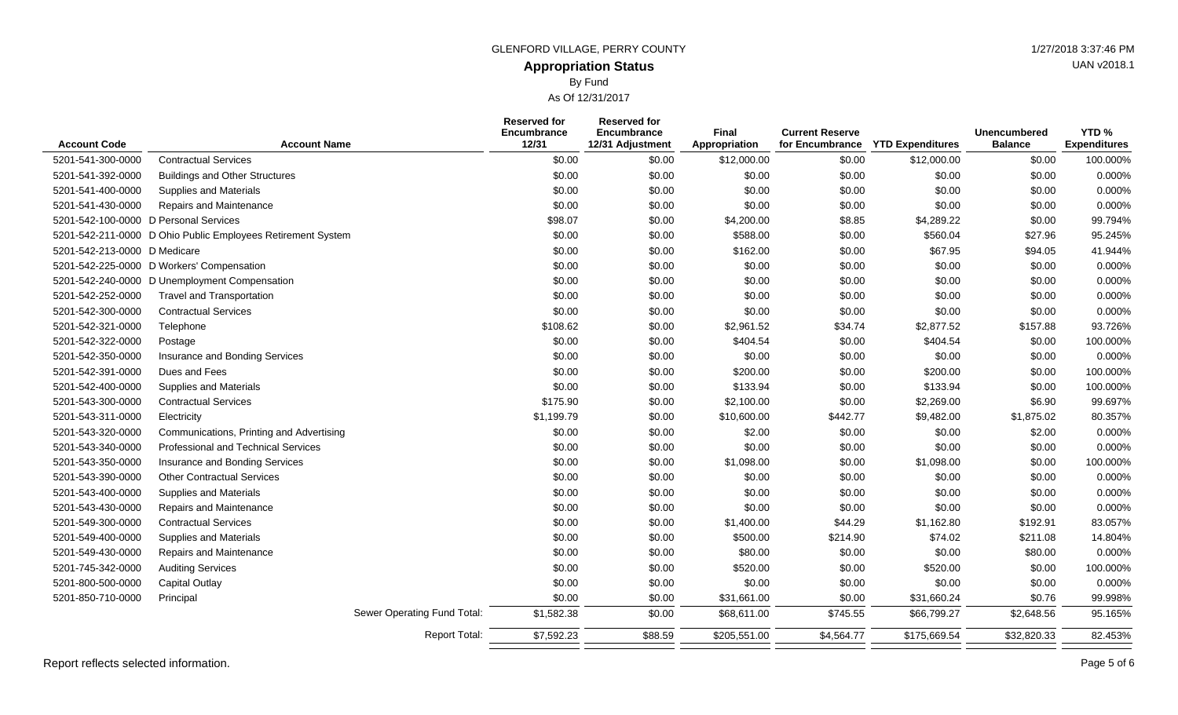GLENFORD VILLAGE, PERRY COUNTY

1/27/2018 3:37:46 PM

UAN v2018.1

## Appropriation Status

By Fund

As Of 12/31/2017

| Account Code | Account Name | Reserved for Encumbrance 12/31 | Reserved for Encumbrance 12/31 Adjustment | Final Appropriation | Current Reserve for Encumbrance | YTD Expenditures | Unencumbered Balance | YTD % Expenditures |
|---|---|---|---|---|---|---|---|---|
| 5201-541-300-0000 | Contractual Services | $0.00 | $0.00 | $12,000.00 | $0.00 | $12,000.00 | $0.00 | 100.000% |
| 5201-541-392-0000 | Buildings and Other Structures | $0.00 | $0.00 | $0.00 | $0.00 | $0.00 | $0.00 | 0.000% |
| 5201-541-400-0000 | Supplies and Materials | $0.00 | $0.00 | $0.00 | $0.00 | $0.00 | $0.00 | 0.000% |
| 5201-541-430-0000 | Repairs and Maintenance | $0.00 | $0.00 | $0.00 | $0.00 | $0.00 | $0.00 | 0.000% |
| 5201-542-100-0000 | D Personal Services | $98.07 | $0.00 | $4,200.00 | $8.85 | $4,289.22 | $0.00 | 99.794% |
| 5201-542-211-0000 | D Ohio Public Employees Retirement System | $0.00 | $0.00 | $588.00 | $0.00 | $560.04 | $27.96 | 95.245% |
| 5201-542-213-0000 | D Medicare | $0.00 | $0.00 | $162.00 | $0.00 | $67.95 | $94.05 | 41.944% |
| 5201-542-225-0000 | D Workers' Compensation | $0.00 | $0.00 | $0.00 | $0.00 | $0.00 | $0.00 | 0.000% |
| 5201-542-240-0000 | D Unemployment Compensation | $0.00 | $0.00 | $0.00 | $0.00 | $0.00 | $0.00 | 0.000% |
| 5201-542-252-0000 | Travel and Transportation | $0.00 | $0.00 | $0.00 | $0.00 | $0.00 | $0.00 | 0.000% |
| 5201-542-300-0000 | Contractual Services | $0.00 | $0.00 | $0.00 | $0.00 | $0.00 | $0.00 | 0.000% |
| 5201-542-321-0000 | Telephone | $108.62 | $0.00 | $2,961.52 | $34.74 | $2,877.52 | $157.88 | 93.726% |
| 5201-542-322-0000 | Postage | $0.00 | $0.00 | $404.54 | $0.00 | $404.54 | $0.00 | 100.000% |
| 5201-542-350-0000 | Insurance and Bonding Services | $0.00 | $0.00 | $0.00 | $0.00 | $0.00 | $0.00 | 0.000% |
| 5201-542-391-0000 | Dues and Fees | $0.00 | $0.00 | $200.00 | $0.00 | $200.00 | $0.00 | 100.000% |
| 5201-542-400-0000 | Supplies and Materials | $0.00 | $0.00 | $133.94 | $0.00 | $133.94 | $0.00 | 100.000% |
| 5201-543-300-0000 | Contractual Services | $175.90 | $0.00 | $2,100.00 | $0.00 | $2,269.00 | $6.90 | 99.697% |
| 5201-543-311-0000 | Electricity | $1,199.79 | $0.00 | $10,600.00 | $442.77 | $9,482.00 | $1,875.02 | 80.357% |
| 5201-543-320-0000 | Communications, Printing and Advertising | $0.00 | $0.00 | $2.00 | $0.00 | $0.00 | $2.00 | 0.000% |
| 5201-543-340-0000 | Professional and Technical Services | $0.00 | $0.00 | $0.00 | $0.00 | $0.00 | $0.00 | 0.000% |
| 5201-543-350-0000 | Insurance and Bonding Services | $0.00 | $0.00 | $1,098.00 | $0.00 | $1,098.00 | $0.00 | 100.000% |
| 5201-543-390-0000 | Other Contractual Services | $0.00 | $0.00 | $0.00 | $0.00 | $0.00 | $0.00 | 0.000% |
| 5201-543-400-0000 | Supplies and Materials | $0.00 | $0.00 | $0.00 | $0.00 | $0.00 | $0.00 | 0.000% |
| 5201-543-430-0000 | Repairs and Maintenance | $0.00 | $0.00 | $0.00 | $0.00 | $0.00 | $0.00 | 0.000% |
| 5201-549-300-0000 | Contractual Services | $0.00 | $0.00 | $1,400.00 | $44.29 | $1,162.80 | $192.91 | 83.057% |
| 5201-549-400-0000 | Supplies and Materials | $0.00 | $0.00 | $500.00 | $214.90 | $74.02 | $211.08 | 14.804% |
| 5201-549-430-0000 | Repairs and Maintenance | $0.00 | $0.00 | $80.00 | $0.00 | $0.00 | $80.00 | 0.000% |
| 5201-745-342-0000 | Auditing Services | $0.00 | $0.00 | $520.00 | $0.00 | $520.00 | $0.00 | 100.000% |
| 5201-800-500-0000 | Capital Outlay | $0.00 | $0.00 | $0.00 | $0.00 | $0.00 | $0.00 | 0.000% |
| 5201-850-710-0000 | Principal | $0.00 | $0.00 | $31,661.00 | $0.00 | $31,660.24 | $0.76 | 99.998% |
| | Sewer Operating Fund Total: | $1,582.38 | $0.00 | $68,611.00 | $745.55 | $66,799.27 | $2,648.56 | 95.165% |
| | Report Total: | $7,592.23 | $88.59 | $205,551.00 | $4,564.77 | $175,669.54 | $32,820.33 | 82.453% |

Report reflects selected information.